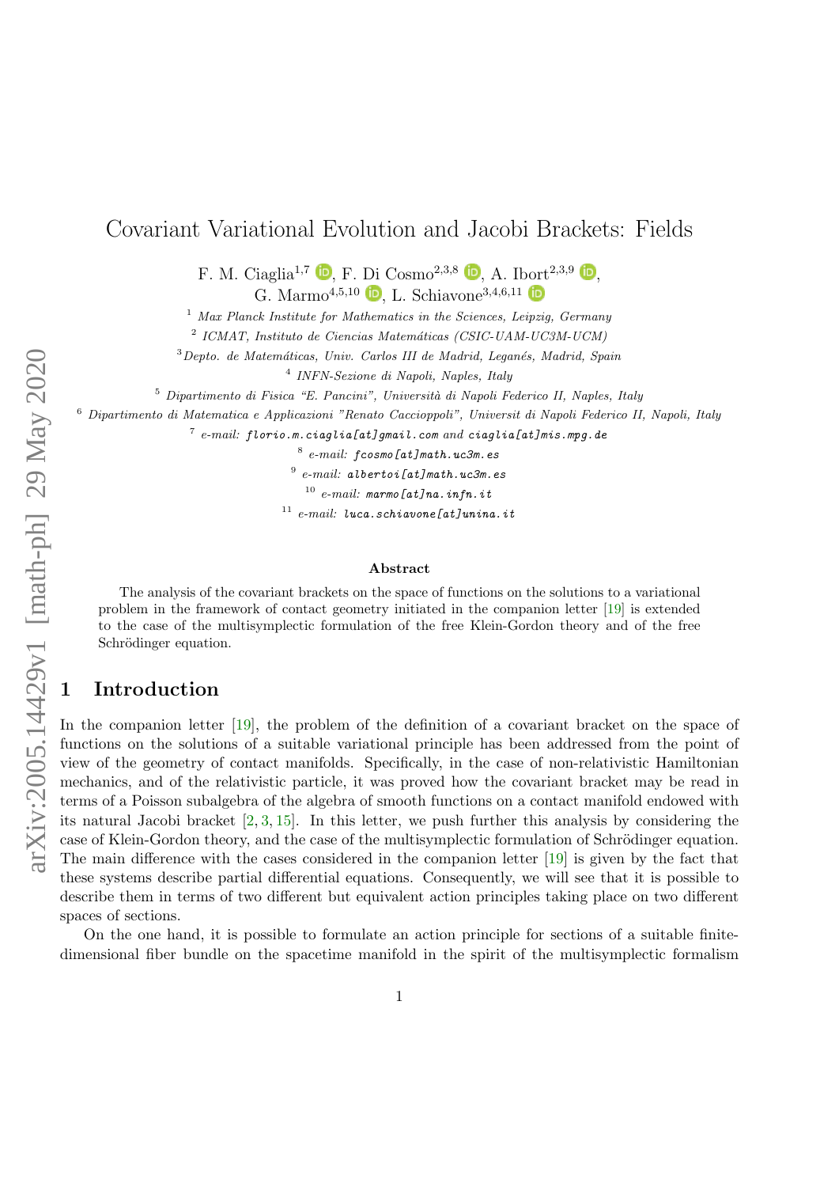# Covariant Variational Evolution and Jacobi Brackets: Fields

F. M. Ciaglia[1,7], F. Di Cosmo[2,3,8], A. Ibort[2,3,9], G. Marmo[4,5,10], L. Schiavone[3,4,6,11]

[1] *Max Planck Institute for Mathematics in the Sciences, Leipzig, Germany*

[2] *ICMAT, Instituto de Ciencias Matemáticas (CSIC-UAM-UC3M-UCM)*

[3] *Depto. de Matemáticas, Univ. Carlos III de Madrid, Leganés, Madrid, Spain*

[4] *INFN-Sezione di Napoli, Naples, Italy*

[5] *Dipartimento di Fisica "E. Pancini", Università di Napoli Federico II, Naples, Italy*

[6] *Dipartimento di Matematica e Applicazioni "Renato Caccioppoli", Universit di Napoli Federico II, Napoli, Italy*

[7] *e-mail:* `florio.m.ciaglia[at]gmail.com` *and* `ciaglia[at]mis.mpg.de`

[8] *e-mail:* `fcosmo[at]math.uc3m.es`

[9] *e-mail:* `albertoi[at]math.uc3m.es`

[10] *e-mail:* `marmo[at]na.infn.it`

[11] *e-mail:* `luca.schiavone[at]unina.it`

### Abstract

The analysis of the covariant brackets on the space of functions on the solutions to a variational problem in the framework of contact geometry initiated in the companion letter [19] is extended to the case of the multisymplectic formulation of the free Klein-Gordon theory and of the free Schrödinger equation.

## 1 Introduction

In the companion letter [19], the problem of the definition of a covariant bracket on the space of functions on the solutions of a suitable variational principle has been addressed from the point of view of the geometry of contact manifolds. Specifically, in the case of non-relativistic Hamiltonian mechanics, and of the relativistic particle, it was proved how the covariant bracket may be read in terms of a Poisson subalgebra of the algebra of smooth functions on a contact manifold endowed with its natural Jacobi bracket [2, 3, 15]. In this letter, we push further this analysis by considering the case of Klein-Gordon theory, and the case of the multisymplectic formulation of Schrödinger equation. The main difference with the cases considered in the companion letter [19] is given by the fact that these systems describe partial differential equations. Consequently, we will see that it is possible to describe them in terms of two different but equivalent action principles taking place on two different spaces of sections.

On the one hand, it is possible to formulate an action principle for sections of a suitable finite-dimensional fiber bundle on the spacetime manifold in the spirit of the multisymplectic formalism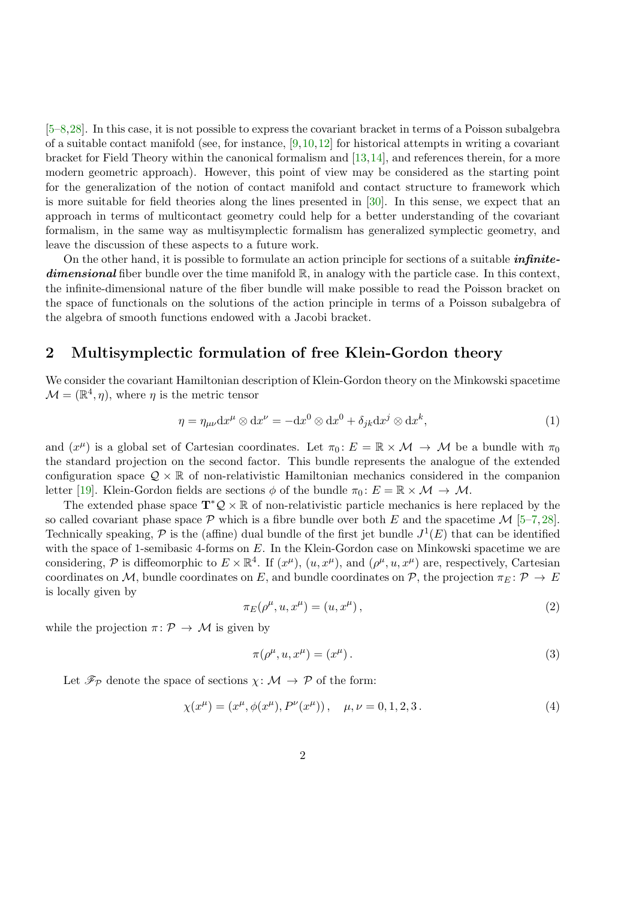[5–8,28]. In this case, it is not possible to express the covariant bracket in terms of a Poisson subalgebra of a suitable contact manifold (see, for instance, [9,10,12] for historical attempts in writing a covariant bracket for Field Theory within the canonical formalism and [13,14], and references therein, for a more modern geometric approach). However, this point of view may be considered as the starting point for the generalization of the notion of contact manifold and contact structure to framework which is more suitable for field theories along the lines presented in [30]. In this sense, we expect that an approach in terms of multicontact geometry could help for a better understanding of the covariant formalism, in the same way as multisymplectic formalism has generalized symplectic geometry, and leave the discussion of these aspects to a future work.

On the other hand, it is possible to formulate an action principle for sections of a suitable ***infinite-dimensional*** fiber bundle over the time manifold $\mathbb{R}$, in analogy with the particle case. In this context, the infinite-dimensional nature of the fiber bundle will make possible to read the Poisson bracket on the space of functionals on the solutions of the action principle in terms of a Poisson subalgebra of the algebra of smooth functions endowed with a Jacobi bracket.

## 2 Multisymplectic formulation of free Klein-Gordon theory

We consider the covariant Hamiltonian description of Klein-Gordon theory on the Minkowski spacetime $\mathcal{M} = (\mathbb{R}^4, \eta)$, where $\eta$ is the metric tensor

$$\eta = \eta_{\mu\nu} \mathrm{d}x^\mu \otimes \mathrm{d}x^\nu = -\mathrm{d}x^0 \otimes \mathrm{d}x^0 + \delta_{jk} \mathrm{d}x^j \otimes \mathrm{d}x^k, \tag{1}$$

and $(x^\mu)$ is a global set of Cartesian coordinates. Let $\pi_0 \colon E = \mathbb{R} \times \mathcal{M} \to \mathcal{M}$ be a bundle with $\pi_0$ the standard projection on the second factor. This bundle represents the analogue of the extended configuration space $\mathcal{Q} \times \mathbb{R}$ of non-relativistic Hamiltonian mechanics considered in the companion letter [19]. Klein-Gordon fields are sections $\phi$ of the bundle $\pi_0 \colon E = \mathbb{R} \times \mathcal{M} \to \mathcal{M}$.

The extended phase space $\mathbf{T}^*\mathcal{Q} \times \mathbb{R}$ of non-relativistic particle mechanics is here replaced by the so called covariant phase space $\mathcal{P}$ which is a fibre bundle over both $E$ and the spacetime $\mathcal{M}$ [5–7,28]. Technically speaking, $\mathcal{P}$ is the (affine) dual bundle of the first jet bundle $J^1(E)$ that can be identified with the space of 1-semibasic 4-forms on $E$. In the Klein-Gordon case on Minkowski spacetime we are considering, $\mathcal{P}$ is diffeomorphic to $E \times \mathbb{R}^4$. If $(x^\mu)$, $(u, x^\mu)$, and $(\rho^\mu, u, x^\mu)$ are, respectively, Cartesian coordinates on $\mathcal{M}$, bundle coordinates on $E$, and bundle coordinates on $\mathcal{P}$, the projection $\pi_E \colon \mathcal{P} \to E$ is locally given by

$$\pi_E(\rho^\mu, u, x^\mu) = (u, x^\mu)\,, \tag{2}$$

while the projection $\pi \colon \mathcal{P} \to \mathcal{M}$ is given by

$$\pi(\rho^\mu, u, x^\mu) = (x^\mu)\,. \tag{3}$$

Let $\mathscr{F}_{\mathcal{P}}$ denote the space of sections $\chi \colon \mathcal{M} \to \mathcal{P}$ of the form:

$$\chi(x^\mu) = (x^\mu, \phi(x^\mu), P^\nu(x^\mu))\,, \quad \mu, \nu = 0, 1, 2, 3\,. \tag{4}$$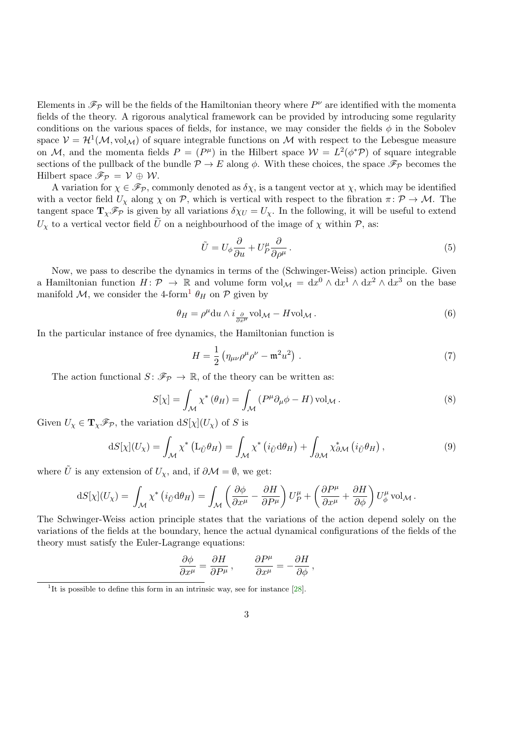Elements in $\mathscr{F}_{\mathcal{P}}$ will be the fields of the Hamiltonian theory where $P^{\nu}$ are identified with the momenta fields of the theory. A rigorous analytical framework can be provided by introducing some regularity conditions on the various spaces of fields, for instance, we may consider the fields $\phi$ in the Sobolev space $\mathcal{V} = \mathcal{H}^1(\mathcal{M}, \mathrm{vol}_{\mathcal{M}})$ of square integrable functions on $\mathcal{M}$ with respect to the Lebesgue measure on $\mathcal{M}$, and the momenta fields $P = (P^{\mu})$ in the Hilbert space $\mathcal{W} = L^2(\phi^*\mathcal{P})$ of square integrable sections of the pullback of the bundle $\mathcal{P} \to E$ along $\phi$. With these choices, the space $\mathscr{F}_{\mathcal{P}}$ becomes the Hilbert space $\mathscr{F}_{\mathcal{P}} = \mathcal{V} \oplus \mathcal{W}$.

A variation for $\chi \in \mathscr{F}_{\mathcal{P}}$, commonly denoted as $\delta\chi$, is a tangent vector at $\chi$, which may be identified with a vector field $U_{\chi}$ along $\chi$ on $\mathcal{P}$, which is vertical with respect to the fibration $\pi \colon \mathcal{P} \to \mathcal{M}$. The tangent space $\mathbf{T}_{\chi}\mathscr{F}_{\mathcal{P}}$ is given by all variations $\delta\chi_U = U_{\chi}$. In the following, it will be useful to extend $U_{\chi}$ to a vertical vector field $\widetilde{U}$ on a neighbourhood of the image of $\chi$ within $\mathcal{P}$, as:

$$\tilde{U} = U_{\phi}\frac{\partial}{\partial u} + U_P^{\mu}\frac{\partial}{\partial \rho^{\mu}}\,. \tag{5}$$

Now, we pass to describe the dynamics in terms of the (Schwinger-Weiss) action principle. Given a Hamiltonian function $H \colon \mathcal{P} \to \mathbb{R}$ and volume form $\mathrm{vol}_{\mathcal{M}} = \mathrm{d}x^0 \wedge \mathrm{d}x^1 \wedge \mathrm{d}x^2 \wedge \mathrm{d}x^3$ on the base manifold $\mathcal{M}$, we consider the 4-form[1] $\theta_H$ on $\mathcal{P}$ given by

$$\theta_H = \rho^{\mu}\mathrm{d}u \wedge i_{\frac{\partial}{\partial x^{\mu}}}\mathrm{vol}_{\mathcal{M}} - H\mathrm{vol}_{\mathcal{M}}\,. \tag{6}$$

In the particular instance of free dynamics, the Hamiltonian function is

$$H = \frac{1}{2}\left(\eta_{\mu\nu}\rho^{\mu}\rho^{\nu} - \mathfrak{m}^2 u^2\right)\,. \tag{7}$$

The action functional $S \colon \mathscr{F}_{\mathcal{P}} \to \mathbb{R}$, of the theory can be written as:

$$S[\chi] = \int_{\mathcal{M}} \chi^*\left(\theta_H\right) = \int_{\mathcal{M}} \left(P^{\mu}\partial_{\mu}\phi - H\right)\mathrm{vol}_{\mathcal{M}}\,. \tag{8}$$

Given $U_{\chi} \in \mathbf{T}_{\chi}\mathscr{F}_{\mathcal{P}}$, the variation $\mathrm{d}S[\chi](U_{\chi})$ of $S$ is

$$\mathrm{d}S[\chi](U_{\chi}) = \int_{\mathcal{M}} \chi^*\left(\mathrm{L}_{\tilde{U}}\theta_H\right) = \int_{\mathcal{M}} \chi^*\left(i_{\tilde{U}}\mathrm{d}\theta_H\right) + \int_{\partial\mathcal{M}} \chi^*_{\partial\mathcal{M}}\left(i_{\tilde{U}}\theta_H\right), \tag{9}$$

where $\tilde{U}$ is any extension of $U_{\chi}$, and, if $\partial\mathcal{M} = \emptyset$, we get:

$$\mathrm{d}S[\chi](U_{\chi}) = \int_{\mathcal{M}} \chi^*\left(i_{\tilde{U}}\mathrm{d}\theta_H\right) = \int_{\mathcal{M}} \left(\frac{\partial\phi}{\partial x^{\mu}} - \frac{\partial H}{\partial P^{\mu}}\right)U_P^{\mu} + \left(\frac{\partial P^{\mu}}{\partial x^{\mu}} + \frac{\partial H}{\partial \phi}\right)U_{\phi}^{\mu}\,\mathrm{vol}_{\mathcal{M}}\,.$$

The Schwinger-Weiss action principle states that the variations of the action depend solely on the variations of the fields at the boundary, hence the actual dynamical configurations of the fields of the theory must satisfy the Euler-Lagrange equations:

$$\frac{\partial\phi}{\partial x^{\mu}} = \frac{\partial H}{\partial P^{\mu}}\,, \qquad \frac{\partial P^{\mu}}{\partial x^{\mu}} = -\frac{\partial H}{\partial \phi}\,,$$

[1] It is possible to define this form in an intrinsic way, see for instance [28].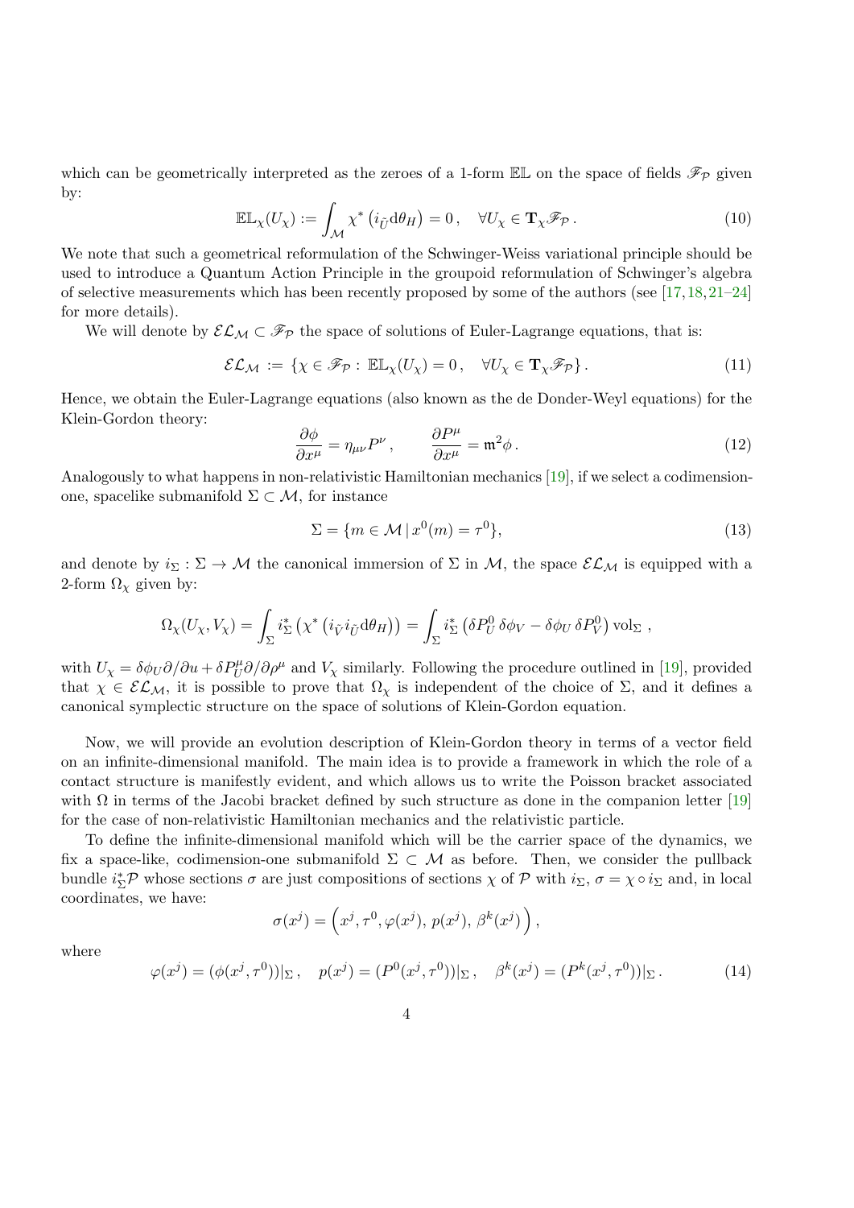which can be geometrically interpreted as the zeroes of a 1-form $\mathbb{EL}$ on the space of fields $\mathscr{F}_{\mathcal{P}}$ given by:

$$\mathbb{EL}_{\chi}(U_{\chi}) := \int_{\mathcal{M}} \chi^{*}\left(i_{\tilde{U}} \mathrm{d}\theta_{H}\right) = 0\,, \quad \forall U_{\chi} \in \mathbf{T}_{\chi}\mathscr{F}_{\mathcal{P}}\,. \tag{10}$$

We note that such a geometrical reformulation of the Schwinger-Weiss variational principle should be used to introduce a Quantum Action Principle in the groupoid reformulation of Schwinger's algebra of selective measurements which has been recently proposed by some of the authors (see [17,18,21–24] for more details).

We will denote by $\mathcal{EL}_{\mathcal{M}} \subset \mathscr{F}_{\mathcal{P}}$ the space of solutions of Euler-Lagrange equations, that is:

$$\mathcal{EL}_{\mathcal{M}} := \left\{\chi \in \mathscr{F}_{\mathcal{P}} :\ \mathbb{EL}_{\chi}(U_{\chi}) = 0\,, \quad \forall U_{\chi} \in \mathbf{T}_{\chi}\mathscr{F}_{\mathcal{P}}\right\}. \tag{11}$$

Hence, we obtain the Euler-Lagrange equations (also known as the de Donder-Weyl equations) for the Klein-Gordon theory:

$$\frac{\partial \phi}{\partial x^{\mu}} = \eta_{\mu\nu} P^{\nu}\,, \qquad \frac{\partial P^{\mu}}{\partial x^{\mu}} = \mathfrak{m}^{2}\phi\,. \tag{12}$$

Analogously to what happens in non-relativistic Hamiltonian mechanics [19], if we select a codimension-one, spacelike submanifold $\Sigma \subset \mathcal{M}$, for instance

$$\Sigma = \{m \in \mathcal{M} \,|\, x^{0}(m) = \tau^{0}\}, \tag{13}$$

and denote by $i_{\Sigma} : \Sigma \to \mathcal{M}$ the canonical immersion of $\Sigma$ in $\mathcal{M}$, the space $\mathcal{EL}_{\mathcal{M}}$ is equipped with a 2-form $\Omega_{\chi}$ given by:

$$\Omega_{\chi}(U_{\chi}, V_{\chi}) = \int_{\Sigma} i_{\Sigma}^{*}\left(\chi^{*}\left(i_{\tilde{V}} i_{\tilde{U}} \mathrm{d}\theta_{H}\right)\right) = \int_{\Sigma} i_{\Sigma}^{*}\left(\delta P^{0}_{U}\, \delta\phi_{V} - \delta\phi_{U}\, \delta P^{0}_{V}\right) \mathrm{vol}_{\Sigma}\;,$$

with $U_{\chi} = \delta\phi_{U}\partial/\partial u + \delta P^{\mu}_{U}\partial/\partial\rho^{\mu}$ and $V_{\chi}$ similarly. Following the procedure outlined in [19], provided that $\chi \in \mathcal{EL}_{\mathcal{M}}$, it is possible to prove that $\Omega_{\chi}$ is independent of the choice of $\Sigma$, and it defines a canonical symplectic structure on the space of solutions of Klein-Gordon equation.

Now, we will provide an evolution description of Klein-Gordon theory in terms of a vector field on an infinite-dimensional manifold. The main idea is to provide a framework in which the role of a contact structure is manifestly evident, and which allows us to write the Poisson bracket associated with $\Omega$ in terms of the Jacobi bracket defined by such structure as done in the companion letter [19] for the case of non-relativistic Hamiltonian mechanics and the relativistic particle.

To define the infinite-dimensional manifold which will be the carrier space of the dynamics, we fix a space-like, codimension-one submanifold $\Sigma \subset \mathcal{M}$ as before. Then, we consider the pullback bundle $i_{\Sigma}^{*}\mathcal{P}$ whose sections $\sigma$ are just compositions of sections $\chi$ of $\mathcal{P}$ with $i_{\Sigma}$, $\sigma = \chi \circ i_{\Sigma}$ and, in local coordinates, we have:

$$\sigma(x^{j}) = \left(x^{j}, \tau^{0}, \varphi(x^{j}),\, p(x^{j}),\, \beta^{k}(x^{j})\right),$$

where

$$\varphi(x^{j}) = (\phi(x^{j}, \tau^{0}))|_{\Sigma}\,, \quad p(x^{j}) = (P^{0}(x^{j}, \tau^{0}))|_{\Sigma}\,, \quad \beta^{k}(x^{j}) = (P^{k}(x^{j}, \tau^{0}))|_{\Sigma}\,. \tag{14}$$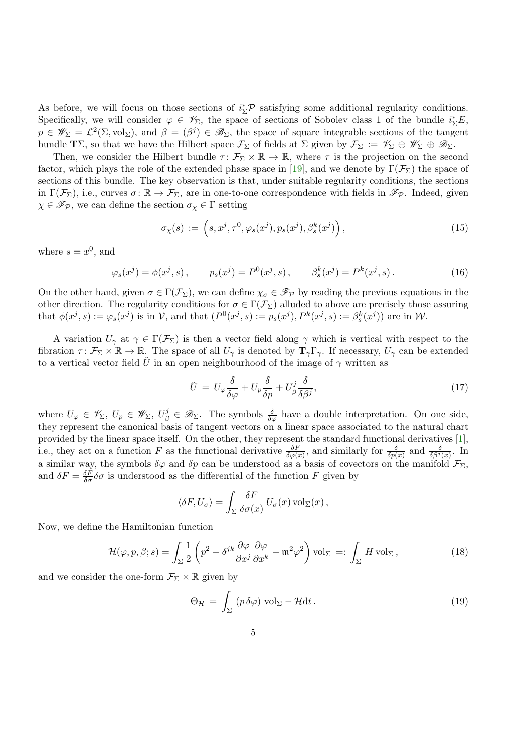As before, we will focus on those sections of $i_\Sigma^*\mathcal{P}$ satisfying some additional regularity conditions. Specifically, we will consider $\varphi \in \mathscr{V}_\Sigma$, the space of sections of Sobolev class 1 of the bundle $i_\Sigma^* E$, $p \in \mathscr{W}_\Sigma = \mathcal{L}^2(\Sigma, \mathrm{vol}_\Sigma)$, and $\beta = (\beta^j) \in \mathscr{B}_\Sigma$, the space of square integrable sections of the tangent bundle $\mathbf{T}\Sigma$, so that we have the Hilbert space $\mathcal{F}_\Sigma$ of fields at $\Sigma$ given by $\mathcal{F}_\Sigma := \mathscr{V}_\Sigma \oplus \mathscr{W}_\Sigma \oplus \mathscr{B}_\Sigma$.

Then, we consider the Hilbert bundle $\tau \colon \mathcal{F}_\Sigma \times \mathbb{R} \to \mathbb{R}$, where $\tau$ is the projection on the second factor, which plays the role of the extended phase space in [19], and we denote by $\Gamma(\mathcal{F}_\Sigma)$ the space of sections of this bundle. The key observation is that, under suitable regularity conditions, the sections in $\Gamma(\mathcal{F}_\Sigma)$, i.e., curves $\sigma \colon \mathbb{R} \to \mathcal{F}_\Sigma$, are in one-to-one correspondence with fields in $\mathscr{F}_\mathcal{P}$. Indeed, given $\chi \in \mathscr{F}_\mathcal{P}$, we can define the section $\sigma_\chi \in \Gamma$ setting

$$
\sigma_\chi(s) := \left(s, x^j, \tau^0, \varphi_s(x^j), p_s(x^j), \beta_s^k(x^j)\right), \tag{15}
$$

where $s = x^0$, and

$$
\varphi_s(x^j) = \phi(x^j, s), \qquad p_s(x^j) = P^0(x^j, s), \qquad \beta_s^k(x^j) = P^k(x^j, s). \tag{16}
$$

On the other hand, given $\sigma \in \Gamma(\mathcal{F}_\Sigma)$, we can define $\chi_\sigma \in \mathscr{F}_\mathcal{P}$ by reading the previous equations in the other direction. The regularity conditions for $\sigma \in \Gamma(\mathcal{F}_\Sigma)$ alluded to above are precisely those assuring that $\phi(x^j, s) := \varphi_s(x^j)$ is in $\mathcal{V}$, and that $(P^0(x^j, s) := p_s(x^j), P^k(x^j, s) := \beta_s^k(x^j))$ are in $\mathcal{W}$.

A variation $U_\gamma$ at $\gamma \in \Gamma(\mathcal{F}_\Sigma)$ is then a vector field along $\gamma$ which is vertical with respect to the fibration $\tau \colon \mathcal{F}_\Sigma \times \mathbb{R} \to \mathbb{R}$. The space of all $U_\gamma$ is denoted by $\mathbf{T}_\gamma\Gamma_\gamma$. If necessary, $U_\gamma$ can be extended to a vertical vector field $\tilde{U}$ in an open neighbourhood of the image of $\gamma$ written as

$$
\tilde{U} = U_\varphi \frac{\delta}{\delta\varphi} + U_p \frac{\delta}{\delta p} + U_\beta^j \frac{\delta}{\delta\beta^j}, \tag{17}
$$

where $U_\varphi \in \mathscr{V}_\Sigma$, $U_p \in \mathscr{W}_\Sigma$, $U_\beta^j \in \mathscr{B}_\Sigma$. The symbols $\frac{\delta}{\delta\varphi}$ have a double interpretation. On one side, they represent the canonical basis of tangent vectors on a linear space associated to the natural chart provided by the linear space itself. On the other, they represent the standard functional derivatives [1], i.e., they act on a function $F$ as the functional derivative $\frac{\delta F}{\delta\varphi(x)}$, and similarly for $\frac{\delta}{\delta p(x)}$ and $\frac{\delta}{\delta\beta^j(x)}$. In a similar way, the symbols $\delta\varphi$ and $\delta p$ can be understood as a basis of covectors on the manifold $\mathcal{F}_\Sigma$, and $\delta F = \frac{\delta F}{\delta\sigma}\delta\sigma$ is understood as the differential of the function $F$ given by

$$
\langle \delta F, U_\sigma \rangle = \int_\Sigma \frac{\delta F}{\delta\sigma(x)} U_\sigma(x) \, \mathrm{vol}_\Sigma(x) \,,
$$

Now, we define the Hamiltonian function

$$
\mathcal{H}(\varphi, p, \beta; s) = \int_\Sigma \frac{1}{2}\left(p^2 + \delta^{jk}\frac{\partial\varphi}{\partial x^j}\frac{\partial\varphi}{\partial x^k} - \mathfrak{m}^2\varphi^2\right) \mathrm{vol}_\Sigma =: \int_\Sigma H \, \mathrm{vol}_\Sigma \,, \tag{18}
$$

and we consider the one-form $\mathcal{F}_\Sigma \times \mathbb{R}$ given by

$$
\Theta_\mathcal{H} = \int_\Sigma (p \, \delta\varphi) \, \mathrm{vol}_\Sigma - \mathcal{H}\mathrm{d}t \,. \tag{19}
$$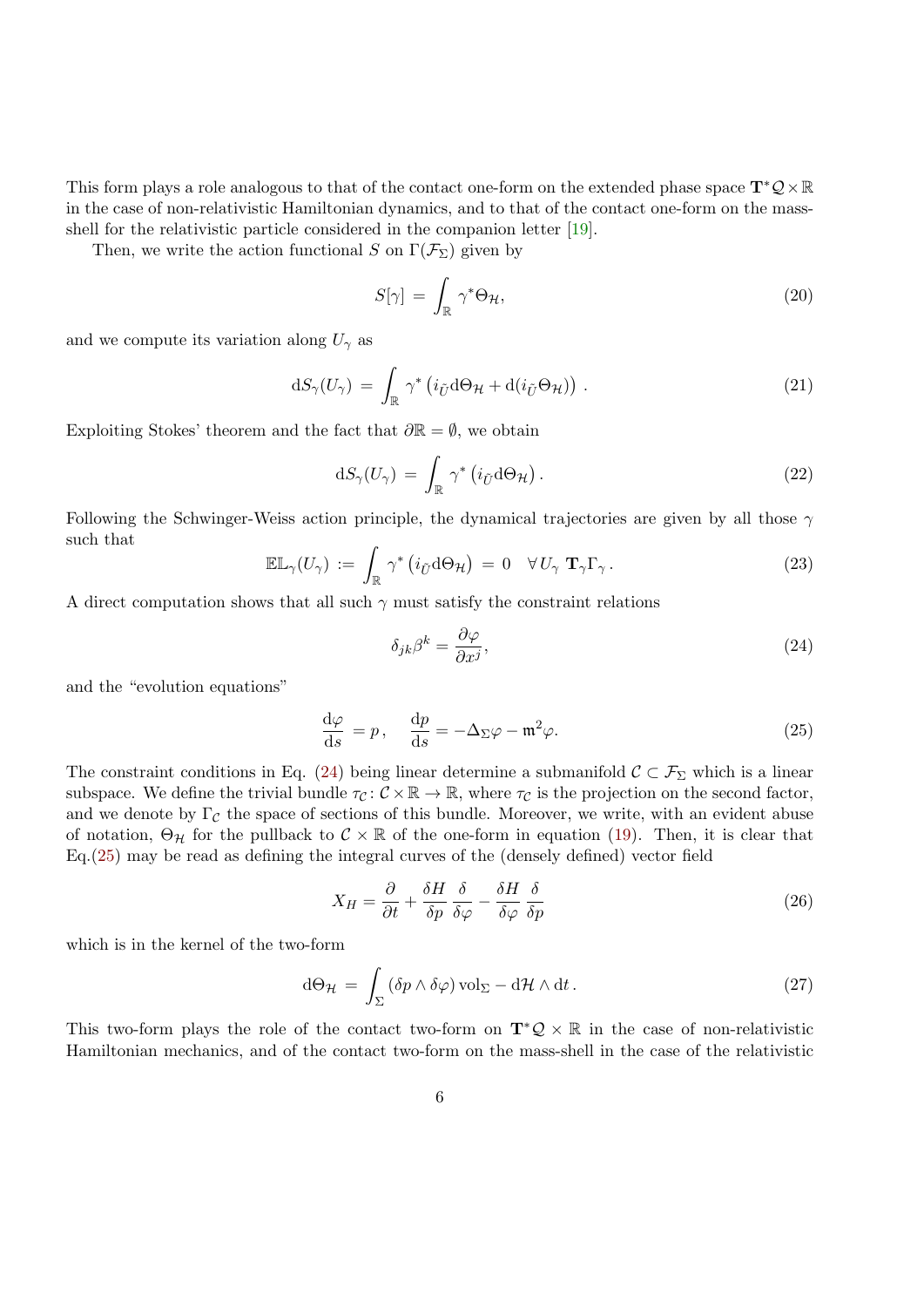This form plays a role analogous to that of the contact one-form on the extended phase space $\mathbf{T}^*\mathcal{Q}\times\mathbb{R}$ in the case of non-relativistic Hamiltonian dynamics, and to that of the contact one-form on the mass-shell for the relativistic particle considered in the companion letter [19].

Then, we write the action functional $S$ on $\Gamma(\mathcal{F}_\Sigma)$ given by

$$S[\gamma] \,=\, \int_{\mathbb{R}} \gamma^*\Theta_{\mathcal{H}}, \tag{20}$$

and we compute its variation along $U_\gamma$ as

$$\mathrm{d}S_\gamma(U_\gamma) \,=\, \int_{\mathbb{R}} \gamma^*\left(i_{\tilde{U}}\mathrm{d}\Theta_{\mathcal{H}} + \mathrm{d}(i_{\tilde{U}}\Theta_{\mathcal{H}})\right). \tag{21}$$

Exploiting Stokes' theorem and the fact that $\partial\mathbb{R}=\emptyset$, we obtain

$$\mathrm{d}S_\gamma(U_\gamma) \,=\, \int_{\mathbb{R}} \gamma^*\left(i_{\tilde{U}}\mathrm{d}\Theta_{\mathcal{H}}\right). \tag{22}$$

Following the Schwinger-Weiss action principle, the dynamical trajectories are given by all those $\gamma$ such that

$$\mathbb{EL}_\gamma(U_\gamma) \,:=\, \int_{\mathbb{R}} \gamma^*\left(i_{\tilde{U}}\mathrm{d}\Theta_{\mathcal{H}}\right) \,=\, 0 \quad \forall\, U_\gamma\ \mathbf{T}_\gamma\Gamma_\gamma\,. \tag{23}$$

A direct computation shows that all such $\gamma$ must satisfy the constraint relations

$$\delta_{jk}\beta^k = \frac{\partial\varphi}{\partial x^j}, \tag{24}$$

and the "evolution equations"

$$\frac{\mathrm{d}\varphi}{\mathrm{d}s} \,=p\,,\quad \frac{\mathrm{d}p}{\mathrm{d}s} = -\Delta_\Sigma\varphi - \mathfrak{m}^2\varphi. \tag{25}$$

The constraint conditions in Eq. (24) being linear determine a submanifold $\mathcal{C}\subset\mathcal{F}_\Sigma$ which is a linear subspace. We define the trivial bundle $\tau_{\mathcal{C}}\colon\mathcal{C}\times\mathbb{R}\to\mathbb{R}$, where $\tau_{\mathcal{C}}$ is the projection on the second factor, and we denote by $\Gamma_{\mathcal{C}}$ the space of sections of this bundle. Moreover, we write, with an evident abuse of notation, $\Theta_{\mathcal{H}}$ for the pullback to $\mathcal{C}\times\mathbb{R}$ of the one-form in equation (19). Then, it is clear that Eq.(25) may be read as defining the integral curves of the (densely defined) vector field

$$X_H = \frac{\partial}{\partial t} + \frac{\delta H}{\delta p}\,\frac{\delta}{\delta\varphi} - \frac{\delta H}{\delta\varphi}\,\frac{\delta}{\delta p} \tag{26}$$

which is in the kernel of the two-form

$$\mathrm{d}\Theta_{\mathcal{H}} \,=\, \int_\Sigma (\delta p\wedge\delta\varphi)\,\mathrm{vol}_\Sigma - \mathrm{d}\mathcal{H}\wedge\mathrm{d}t\,. \tag{27}$$

This two-form plays the role of the contact two-form on $\mathbf{T}^*\mathcal{Q}\times\mathbb{R}$ in the case of non-relativistic Hamiltonian mechanics, and of the contact two-form on the mass-shell in the case of the relativistic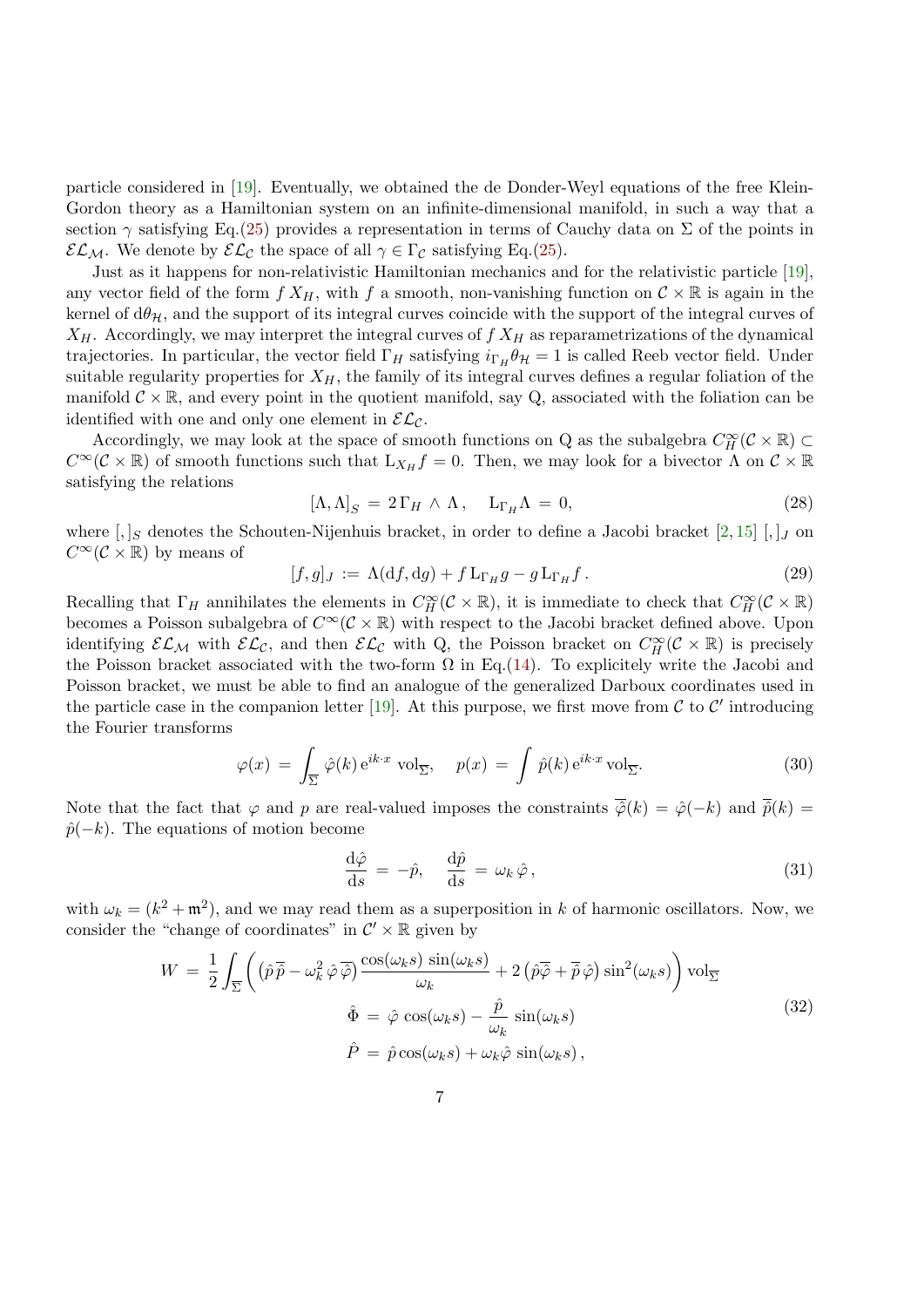particle considered in [19]. Eventually, we obtained the de Donder-Weyl equations of the free Klein-Gordon theory as a Hamiltonian system on an infinite-dimensional manifold, in such a way that a section $\gamma$ satisfying Eq.(25) provides a representation in terms of Cauchy data on $\Sigma$ of the points in $\mathcal{EL}_{\mathcal{M}}$. We denote by $\mathcal{EL}_{\mathcal{C}}$ the space of all $\gamma \in \Gamma_{\mathcal{C}}$ satisfying Eq.(25).

Just as it happens for non-relativistic Hamiltonian mechanics and for the relativistic particle [19], any vector field of the form $f\, X_H$, with $f$ a smooth, non-vanishing function on $\mathcal{C} \times \mathbb{R}$ is again in the kernel of $\mathrm{d}\theta_{\mathcal{H}}$, and the support of its integral curves coincide with the support of the integral curves of $X_H$. Accordingly, we may interpret the integral curves of $f\, X_H$ as reparametrizations of the dynamical trajectories. In particular, the vector field $\Gamma_H$ satisfying $i_{\Gamma_H}\theta_{\mathcal{H}} = 1$ is called Reeb vector field. Under suitable regularity properties for $X_H$, the family of its integral curves defines a regular foliation of the manifold $\mathcal{C} \times \mathbb{R}$, and every point in the quotient manifold, say Q, associated with the foliation can be identified with one and only one element in $\mathcal{EL}_{\mathcal{C}}$.

Accordingly, we may look at the space of smooth functions on Q as the subalgebra $C^{\infty}_{H}(\mathcal{C}\times\mathbb{R}) \subset C^{\infty}(\mathcal{C}\times\mathbb{R})$ of smooth functions such that $\mathrm{L}_{X_H} f = 0$. Then, we may look for a bivector $\Lambda$ on $\mathcal{C} \times \mathbb{R}$ satisfying the relations

$$
[\Lambda, \Lambda]_S \,=\, 2\,\Gamma_H \wedge \Lambda\,, \quad \mathrm{L}_{\Gamma_H}\Lambda \,=\, 0, \tag{28}
$$

where $[,]_S$ denotes the Schouten-Nijenhuis bracket, in order to define a Jacobi bracket [2, 15] $[,]_J$ on $C^{\infty}(\mathcal{C}\times\mathbb{R})$ by means of

$$
[f, g]_J \,:=\, \Lambda(\mathrm{d}f, \mathrm{d}g) + f\,\mathrm{L}_{\Gamma_H} g - g\,\mathrm{L}_{\Gamma_H} f\,. \tag{29}
$$

Recalling that $\Gamma_H$ annihilates the elements in $C^{\infty}_{H}(\mathcal{C}\times\mathbb{R})$, it is immediate to check that $C^{\infty}_{H}(\mathcal{C}\times\mathbb{R})$ becomes a Poisson subalgebra of $C^{\infty}(\mathcal{C}\times\mathbb{R})$ with respect to the Jacobi bracket defined above. Upon identifying $\mathcal{EL}_{\mathcal{M}}$ with $\mathcal{EL}_{\mathcal{C}}$, and then $\mathcal{EL}_{\mathcal{C}}$ with Q, the Poisson bracket on $C^{\infty}_{H}(\mathcal{C}\times\mathbb{R})$ is precisely the Poisson bracket associated with the two-form $\Omega$ in Eq.(14). To explicitly write the Jacobi and Poisson bracket, we must be able to find an analogue of the generalized Darboux coordinates used in the particle case in the companion letter [19]. At this purpose, we first move from $\mathcal{C}$ to $\mathcal{C}'$ introducing the Fourier transforms

$$
\varphi(x) \,=\, \int_{\overline{\Sigma}} \hat{\varphi}(k)\,\mathrm{e}^{ik\cdot x}\,\mathrm{vol}_{\overline{\Sigma}}, \quad p(x) \,=\, \int \hat{p}(k)\,\mathrm{e}^{ik\cdot x}\,\mathrm{vol}_{\overline{\Sigma}}. \tag{30}
$$

Note that the fact that $\varphi$ and $p$ are real-valued imposes the constraints $\overline{\hat{\varphi}}(k) = \hat{\varphi}(-k)$ and $\overline{\hat{p}}(k) = \hat{p}(-k)$. The equations of motion become

$$
\frac{\mathrm{d}\hat{\varphi}}{\mathrm{d}s} \,=\, -\hat{p}, \quad \frac{\mathrm{d}\hat{p}}{\mathrm{d}s} \,=\, \omega_k\,\hat{\varphi}\,, \tag{31}
$$

with $\omega_k = (k^2 + \mathfrak{m}^2)$, and we may read them as a superposition in $k$ of harmonic oscillators. Now, we consider the "change of coordinates" in $\mathcal{C}' \times \mathbb{R}$ given by

$$
\begin{aligned}
W \,=\, \frac{1}{2}\int_{\overline{\Sigma}} \bigg( \left(\hat{p}\,\overline{\hat{p}} - \omega_k^2\,\hat{\varphi}\,\overline{\hat{\varphi}}\right)\frac{\cos(\omega_k s)\,\sin(\omega_k s)}{\omega_k} + 2\left(\hat{p}\overline{\hat{\varphi}} + \overline{\hat{p}}\,\hat{\varphi}\right)\sin^2(\omega_k s)\bigg)\,\mathrm{vol}_{\overline{\Sigma}} \\
\hat{\Phi} \,=\, \hat{\varphi}\,\cos(\omega_k s) - \frac{\hat{p}}{\omega_k}\,\sin(\omega_k s) \\
\hat{P} \,=\, \hat{p}\cos(\omega_k s) + \omega_k \hat{\varphi}\,\sin(\omega_k s)\,,
\end{aligned} \tag{32}
$$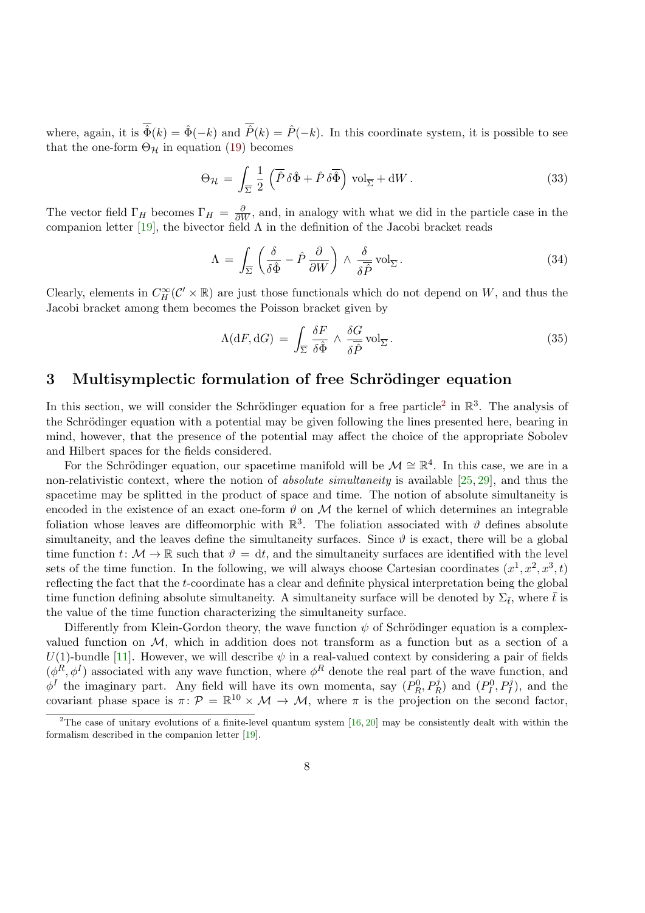where, again, it is $\overline{\hat{\Phi}}(k) = \hat{\Phi}(-k)$ and $\overline{\hat{P}}(k) = \hat{P}(-k)$. In this coordinate system, it is possible to see that the one-form $\Theta_{\mathcal{H}}$ in equation (19) becomes

$$\Theta_{\mathcal{H}} = \int_{\overline{\Sigma}} \frac{1}{2} \left( \overline{\hat{P}}\, \delta\hat{\Phi} + \hat{P}\, \delta\overline{\hat{\Phi}} \right) \mathrm{vol}_{\overline{\Sigma}} + \mathrm{d}W\,. \tag{33}$$

The vector field $\Gamma_H$ becomes $\Gamma_H = \frac{\partial}{\partial W}$, and, in analogy with what we did in the particle case in the companion letter [19], the bivector field $\Lambda$ in the definition of the Jacobi bracket reads

$$\Lambda = \int_{\overline{\Sigma}} \left( \frac{\delta}{\delta\hat{\Phi}} - \hat{P}\,\frac{\partial}{\partial W} \right) \wedge \frac{\delta}{\delta\overline{\hat{P}}}\, \mathrm{vol}_{\overline{\Sigma}}\,. \tag{34}$$

Clearly, elements in $C^{\infty}_{H}(\mathcal{C}' \times \mathbb{R})$ are just those functionals which do not depend on $W$, and thus the Jacobi bracket among them becomes the Poisson bracket given by

$$\Lambda(\mathrm{d}F, \mathrm{d}G) = \int_{\overline{\Sigma}} \frac{\delta F}{\delta\hat{\Phi}} \wedge \frac{\delta G}{\delta\overline{\hat{P}}}\, \mathrm{vol}_{\overline{\Sigma}}\,. \tag{35}$$

## 3 Multisymplectic formulation of free Schrödinger equation

In this section, we will consider the Schrödinger equation for a free particle[2] in $\mathbb{R}^3$. The analysis of the Schrödinger equation with a potential may be given following the lines presented here, bearing in mind, however, that the presence of the potential may affect the choice of the appropriate Sobolev and Hilbert spaces for the fields considered.

For the Schrödinger equation, our spacetime manifold will be $\mathcal{M} \cong \mathbb{R}^4$. In this case, we are in a non-relativistic context, where the notion of *absolute simultaneity* is available [25, 29], and thus the spacetime may be splitted in the product of space and time. The notion of absolute simultaneity is encoded in the existence of an exact one-form $\vartheta$ on $\mathcal{M}$ the kernel of which determines an integrable foliation whose leaves are diffeomorphic with $\mathbb{R}^3$. The foliation associated with $\vartheta$ defines absolute simultaneity, and the leaves define the simultaneity surfaces. Since $\vartheta$ is exact, there will be a global time function $t\colon \mathcal{M} \to \mathbb{R}$ such that $\vartheta = \mathrm{d}t$, and the simultaneity surfaces are identified with the level sets of the time function. In the following, we will always choose Cartesian coordinates $(x^1, x^2, x^3, t)$ reflecting the fact that the $t$-coordinate has a clear and definite physical interpretation being the global time function defining absolute simultaneity. A simultaneity surface will be denoted by $\Sigma_{\bar{t}}$, where $\bar{t}$ is the value of the time function characterizing the simultaneity surface.

Differently from Klein-Gordon theory, the wave function $\psi$ of Schrödinger equation is a complex-valued function on $\mathcal{M}$, which in addition does not transform as a function but as a section of a $U(1)$-bundle [11]. However, we will describe $\psi$ in a real-valued context by considering a pair of fields $(\phi^R, \phi^I)$ associated with any wave function, where $\phi^R$ denote the real part of the wave function, and $\phi^I$ the imaginary part. Any field will have its own momenta, say $(P^0_R, P^j_R)$ and $(P^0_I, P^j_I)$, and the covariant phase space is $\pi\colon \mathcal{P} = \mathbb{R}^{10} \times \mathcal{M} \to \mathcal{M}$, where $\pi$ is the projection on the second factor,

[2] The case of unitary evolutions of a finite-level quantum system [16, 20] may be consistently dealt with within the formalism described in the companion letter [19].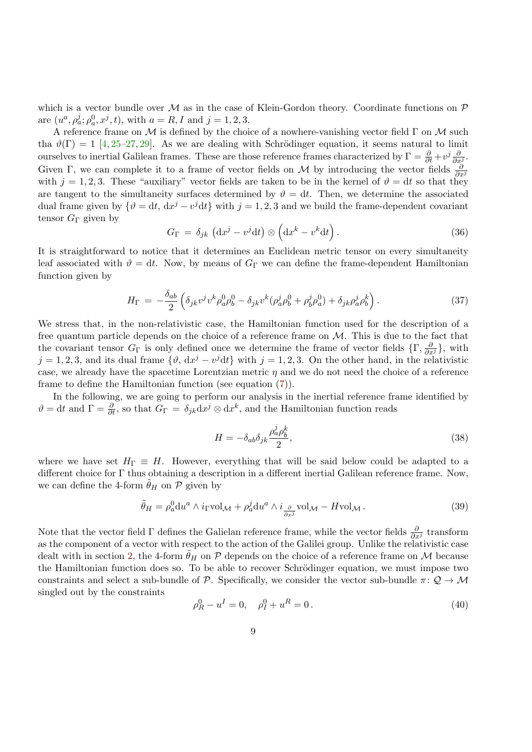which is a vector bundle over $\mathcal{M}$ as in the case of Klein-Gordon theory. Coordinate functions on $\mathcal{P}$ are $(u^a, \rho^j_a; \rho^0_a, x^j, t)$, with $a = R, I$ and $j = 1, 2, 3$.

A reference frame on $\mathcal{M}$ is defined by the choice of a nowhere-vanishing vector field $\Gamma$ on $\mathcal{M}$ such tha $\vartheta(\Gamma) = 1$ [4, 25–27, 29]. As we are dealing with Schrödinger equation, it seems natural to limit ourselves to inertial Galilean frames. These are those reference frames characterized by $\Gamma = \frac{\partial}{\partial t} + v^j \frac{\partial}{\partial x^j}$. Given $\Gamma$, we can complete it to a frame of vector fields on $\mathcal{M}$ by introducing the vector fields $\frac{\partial}{\partial x^j}$ with $j = 1, 2, 3$. These "auxiliary" vector fields are taken to be in the kernel of $\vartheta = \mathrm{d}t$ so that they are tangent to the simultaneity surfaces determined by $\vartheta = \mathrm{d}t$. Then, we determine the associated dual frame given by $\{\vartheta = \mathrm{d}t,\, \mathrm{d}x^j - v^j \mathrm{d}t\}$ with $j = 1, 2, 3$ and we build the frame-dependent covariant tensor $G_\Gamma$ given by

$$
G_\Gamma \,=\, \delta_{jk}\, \left(\mathrm{d}x^j - v^j \mathrm{d}t\right) \otimes \left(\mathrm{d}x^k - v^k \mathrm{d}t\right). \tag{36}
$$

It is straightforward to notice that it determines an Euclidean metric tensor on every simultaneity leaf associated with $\vartheta = \mathrm{d}t$. Now, by means of $G_\Gamma$ we can define the frame-dependent Hamiltonian function given by

$$
H_\Gamma \,=\, -\frac{\delta_{ab}}{2}\left(\delta_{jk} v^j v^k \rho^0_a \rho^0_b - \delta_{jk} v^k (\rho^j_a \rho^0_b + \rho^j_b \rho^0_a) + \delta_{jk} \rho^j_a \rho^k_b\right). \tag{37}
$$

We stress that, in the non-relativistic case, the Hamiltonian function used for the description of a free quantum particle depends on the choice of a reference frame on $\mathcal{M}$. This is due to the fact that the covariant tensor $G_\Gamma$ is only defined once we determine the frame of vector fields $\{\Gamma, \frac{\partial}{\partial x^j}\}$, with $j = 1, 2, 3$, and its dual frame $\{\vartheta,\, \mathrm{d}x^j - v^j \mathrm{d}t\}$ with $j = 1, 2, 3$. On the other hand, in the relativistic case, we already have the spacetime Lorentzian metric $\eta$ and we do not need the choice of a reference frame to define the Hamiltonian function (see equation (7)).

In the following, we are going to perform our analysis in the inertial reference frame identified by $\vartheta = \mathrm{d}t$ and $\Gamma = \frac{\partial}{\partial t}$, so that $G_\Gamma \,=\, \delta_{jk} \mathrm{d}x^j \otimes \mathrm{d}x^k$, and the Hamiltonian function reads

$$
H = -\delta_{ab} \delta_{jk} \frac{\rho^j_a \rho^k_b}{2}, \tag{38}
$$

where we have set $H_\Gamma \equiv H$. However, everything that will be said below could be adapted to a different choice for $\Gamma$ thus obtaining a description in a different inertial Galilean reference frame. Now, we can define the 4-form $\tilde{\theta}_H$ on $\mathcal{P}$ given by

$$
\tilde{\theta}_H = \rho^0_a \mathrm{d}u^a \wedge i_\Gamma \mathrm{vol}_{\mathcal{M}} + \rho^j_a \mathrm{d}u^a \wedge i_{\frac{\partial}{\partial x^j}} \mathrm{vol}_{\mathcal{M}} - H \mathrm{vol}_{\mathcal{M}}\,. \tag{39}
$$

Note that the vector field $\Gamma$ defines the Galielan reference frame, while the vector fields $\frac{\partial}{\partial x^j}$ transform as the component of a vector with respect to the action of the Galilei group. Unlike the relativistic case dealt with in section 2, the 4-form $\tilde{\theta}_H$ on $\mathcal{P}$ depends on the choice of a reference frame on $\mathcal{M}$ because the Hamiltonian function does so. To be able to recover Schrödinger equation, we must impose two constraints and select a sub-bundle of $\mathcal{P}$. Specifically, we consider the vector sub-bundle $\pi\colon \mathcal{Q} \to \mathcal{M}$ singled out by the constraints

$$
\rho^0_R - u^I = 0, \quad \rho^0_I + u^R = 0\,. \tag{40}
$$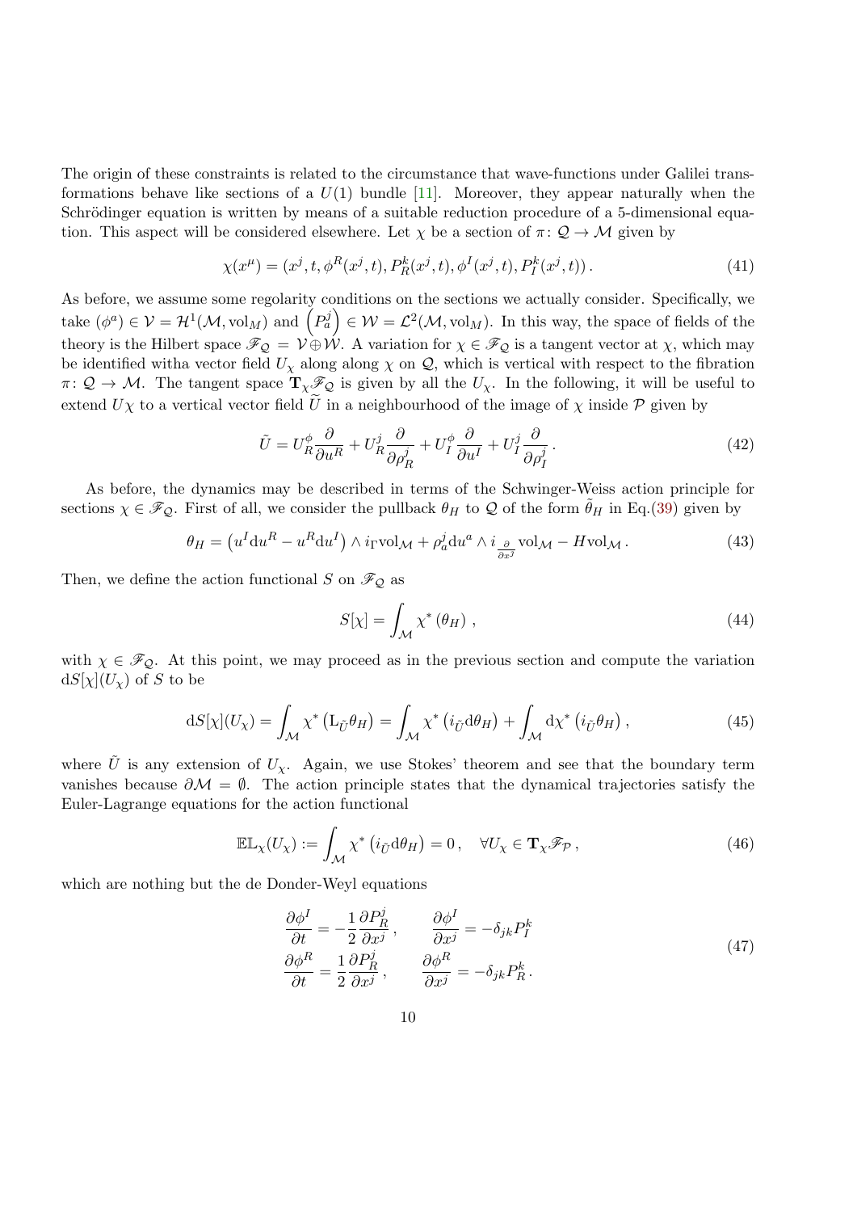The origin of these constraints is related to the circumstance that wave-functions under Galilei transformations behave like sections of a $U(1)$ bundle [11]. Moreover, they appear naturally when the Schrödinger equation is written by means of a suitable reduction procedure of a 5-dimensional equation. This aspect will be considered elsewhere. Let $\chi$ be a section of $\pi\colon \mathcal{Q} \to \mathcal{M}$ given by

$$
\chi(x^\mu) = (x^j, t, \phi^R(x^j,t), P_R^k(x^j,t), \phi^I(x^j,t), P_I^k(x^j,t)) \,. \tag{41}
$$

As before, we assume some regolarity conditions on the sections we actually consider. Specifically, we take $(\phi^a) \in \mathcal{V} = \mathcal{H}^1(\mathcal{M}, \mathrm{vol}_M)$ and $\left(P_a^j\right) \in \mathcal{W} = \mathcal{L}^2(\mathcal{M}, \mathrm{vol}_M)$. In this way, the space of fields of the theory is the Hilbert space $\mathscr{F}_{\mathcal{Q}} = \mathcal{V} \oplus \mathcal{W}$. A variation for $\chi \in \mathscr{F}_{\mathcal{Q}}$ is a tangent vector at $\chi$, which may be identified witha vector field $U_\chi$ along along $\chi$ on $\mathcal{Q}$, which is vertical with respect to the fibration $\pi\colon \mathcal{Q} \to \mathcal{M}$. The tangent space $\mathbf{T}_\chi \mathscr{F}_{\mathcal{Q}}$ is given by all the $U_\chi$. In the following, it will be useful to extend $U\chi$ to a vertical vector field $\tilde{U}$ in a neighbourhood of the image of $\chi$ inside $\mathcal{P}$ given by

$$
\tilde{U} = U_R^\phi \frac{\partial}{\partial u^R} + U_R^j \frac{\partial}{\partial \rho_R^j} + U_I^\phi \frac{\partial}{\partial u^I} + U_I^j \frac{\partial}{\partial \rho_I^j} \,. \tag{42}
$$

As before, the dynamics may be described in terms of the Schwinger-Weiss action principle for sections $\chi \in \mathscr{F}_{\mathcal{Q}}$. First of all, we consider the pullback $\theta_H$ to $\mathcal{Q}$ of the form $\tilde{\theta}_H$ in Eq.(39) given by

$$
\theta_H = \left(u^I \mathrm{d}u^R - u^R \mathrm{d}u^I\right) \wedge i_\Gamma \mathrm{vol}_{\mathcal{M}} + \rho_a^j \mathrm{d}u^a \wedge i_{\frac{\partial}{\partial x^j}} \mathrm{vol}_{\mathcal{M}} - H \mathrm{vol}_{\mathcal{M}} \,. \tag{43}
$$

Then, we define the action functional $S$ on $\mathscr{F}_{\mathcal{Q}}$ as

$$
S[\chi] = \int_{\mathcal{M}} \chi^* \left(\theta_H\right) \,, \tag{44}
$$

with $\chi \in \mathscr{F}_{\mathcal{Q}}$. At this point, we may proceed as in the previous section and compute the variation $\mathrm{d}S[\chi](U_\chi)$ of $S$ to be

$$
\mathrm{d}S[\chi](U_\chi) = \int_{\mathcal{M}} \chi^* \left(\mathrm{L}_{\tilde{U}} \theta_H\right) = \int_{\mathcal{M}} \chi^* \left(i_{\tilde{U}} \mathrm{d}\theta_H\right) + \int_{\mathcal{M}} \mathrm{d}\chi^* \left(i_{\tilde{U}} \theta_H\right) \,, \tag{45}
$$

where $\tilde{U}$ is any extension of $U_\chi$. Again, we use Stokes' theorem and see that the boundary term vanishes because $\partial \mathcal{M} = \emptyset$. The action principle states that the dynamical trajectories satisfy the Euler-Lagrange equations for the action functional

$$
\mathbb{EL}_\chi(U_\chi) := \int_{\mathcal{M}} \chi^* \left(i_{\tilde{U}} \mathrm{d}\theta_H\right) = 0 \,, \quad \forall U_\chi \in \mathbf{T}_\chi \mathscr{F}_{\mathcal{P}} \,, \tag{46}
$$

which are nothing but the de Donder-Weyl equations

$$
\begin{aligned}
\frac{\partial \phi^I}{\partial t} &= -\frac{1}{2} \frac{\partial P_R^j}{\partial x^j} \,, \qquad & \frac{\partial \phi^I}{\partial x^j} &= -\delta_{jk} P_I^k \\
\frac{\partial \phi^R}{\partial t} &= \frac{1}{2} \frac{\partial P_R^j}{\partial x^j} \,, \qquad & \frac{\partial \phi^R}{\partial x^j} &= -\delta_{jk} P_R^k \,.
\end{aligned} \tag{47}
$$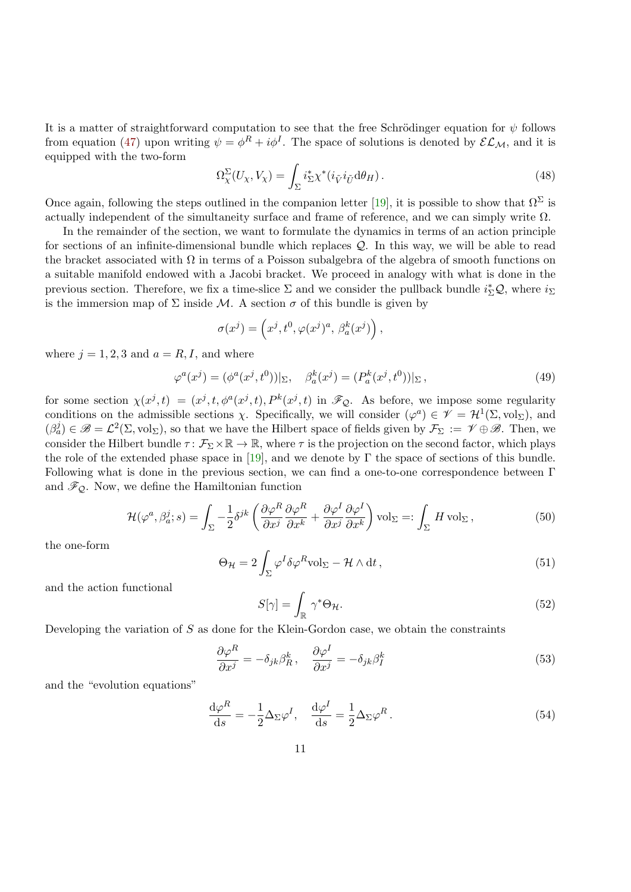It is a matter of straightforward computation to see that the free Schrödinger equation for $\psi$ follows from equation (47) upon writing $\psi = \phi^R + i\phi^I$. The space of solutions is denoted by $\mathcal{EL}_{\mathcal{M}}$, and it is equipped with the two-form

$$
\Omega^{\Sigma}_{\chi}(U_\chi, V_\chi) = \int_{\Sigma} i^*_{\Sigma}\chi^*(i_{\tilde{V}} i_{\tilde{U}} \mathrm{d}\theta_H)\,. \tag{48}
$$

Once again, following the steps outlined in the companion letter [19], it is possible to show that $\Omega^{\Sigma}$ is actually independent of the simultaneity surface and frame of reference, and we can simply write $\Omega$.

In the remainder of the section, we want to formulate the dynamics in terms of an action principle for sections of an infinite-dimensional bundle which replaces $\mathcal{Q}$. In this way, we will be able to read the bracket associated with $\Omega$ in terms of a Poisson subalgebra of the algebra of smooth functions on a suitable manifold endowed with a Jacobi bracket. We proceed in analogy with what is done in the previous section. Therefore, we fix a time-slice $\Sigma$ and we consider the pullback bundle $i^*_{\Sigma}\mathcal{Q}$, where $i_{\Sigma}$ is the immersion map of $\Sigma$ inside $\mathcal{M}$. A section $\sigma$ of this bundle is given by

$$
\sigma(x^j) = \left(x^j, t^0, \varphi(x^j)^a,\, \beta^k_a(x^j)\right),
$$

where $j = 1, 2, 3$ and $a = R, I$, and where

$$
\varphi^a(x^j) = (\phi^a(x^j, t^0))|_{\Sigma}, \quad \beta^k_a(x^j) = (P^k_a(x^j, t^0))|_{\Sigma}\,, \tag{49}
$$

for some section $\chi(x^j, t) = (x^j, t, \phi^a(x^j, t), P^k(x^j, t))$ in $\mathscr{F}_{\mathcal{Q}}$. As before, we impose some regularity conditions on the admissible sections $\chi$. Specifically, we will consider $(\varphi^a) \in \mathscr{V} = \mathcal{H}^1(\Sigma, \mathrm{vol}_{\Sigma})$, and $(\beta^j_a) \in \mathscr{B} = \mathcal{L}^2(\Sigma, \mathrm{vol}_{\Sigma})$, so that we have the Hilbert space of fields given by $\mathcal{F}_{\Sigma} := \mathscr{V} \oplus \mathscr{B}$. Then, we consider the Hilbert bundle $\tau\colon \mathcal{F}_{\Sigma} \times \mathbb{R} \to \mathbb{R}$, where $\tau$ is the projection on the second factor, which plays the role of the extended phase space in [19], and we denote by $\Gamma$ the space of sections of this bundle. Following what is done in the previous section, we can find a one-to-one correspondence between $\Gamma$ and $\mathscr{F}_{\mathcal{Q}}$. Now, we define the Hamiltonian function

$$
\mathcal{H}(\varphi^a, \beta^j_a; s) = \int_{\Sigma} -\frac{1}{2}\delta^{jk}\left(\frac{\partial \varphi^R}{\partial x^j}\frac{\partial \varphi^R}{\partial x^k} + \frac{\partial \varphi^I}{\partial x^j}\frac{\partial \varphi^I}{\partial x^k}\right)\mathrm{vol}_{\Sigma} =: \int_{\Sigma} H\, \mathrm{vol}_{\Sigma}\,, \tag{50}
$$

the one-form

$$
\Theta_{\mathcal{H}} = 2\int_{\Sigma} \varphi^I \delta\varphi^R \mathrm{vol}_{\Sigma} - \mathcal{H} \wedge \mathrm{d}t\,, \tag{51}
$$

and the action functional

$$
S[\gamma] = \int_{\mathbb{R}} \gamma^* \Theta_{\mathcal{H}}. \tag{52}
$$

Developing the variation of $S$ as done for the Klein-Gordon case, we obtain the constraints

$$
\frac{\partial \varphi^R}{\partial x^j} = -\delta_{jk}\beta^k_R\,, \quad \frac{\partial \varphi^I}{\partial x^j} = -\delta_{jk}\beta^k_I \tag{53}
$$

and the "evolution equations"

$$
\frac{\mathrm{d}\varphi^R}{\mathrm{d}s} = -\frac{1}{2}\Delta_{\Sigma}\varphi^I, \quad \frac{\mathrm{d}\varphi^I}{\mathrm{d}s} = \frac{1}{2}\Delta_{\Sigma}\varphi^R\,. \tag{54}
$$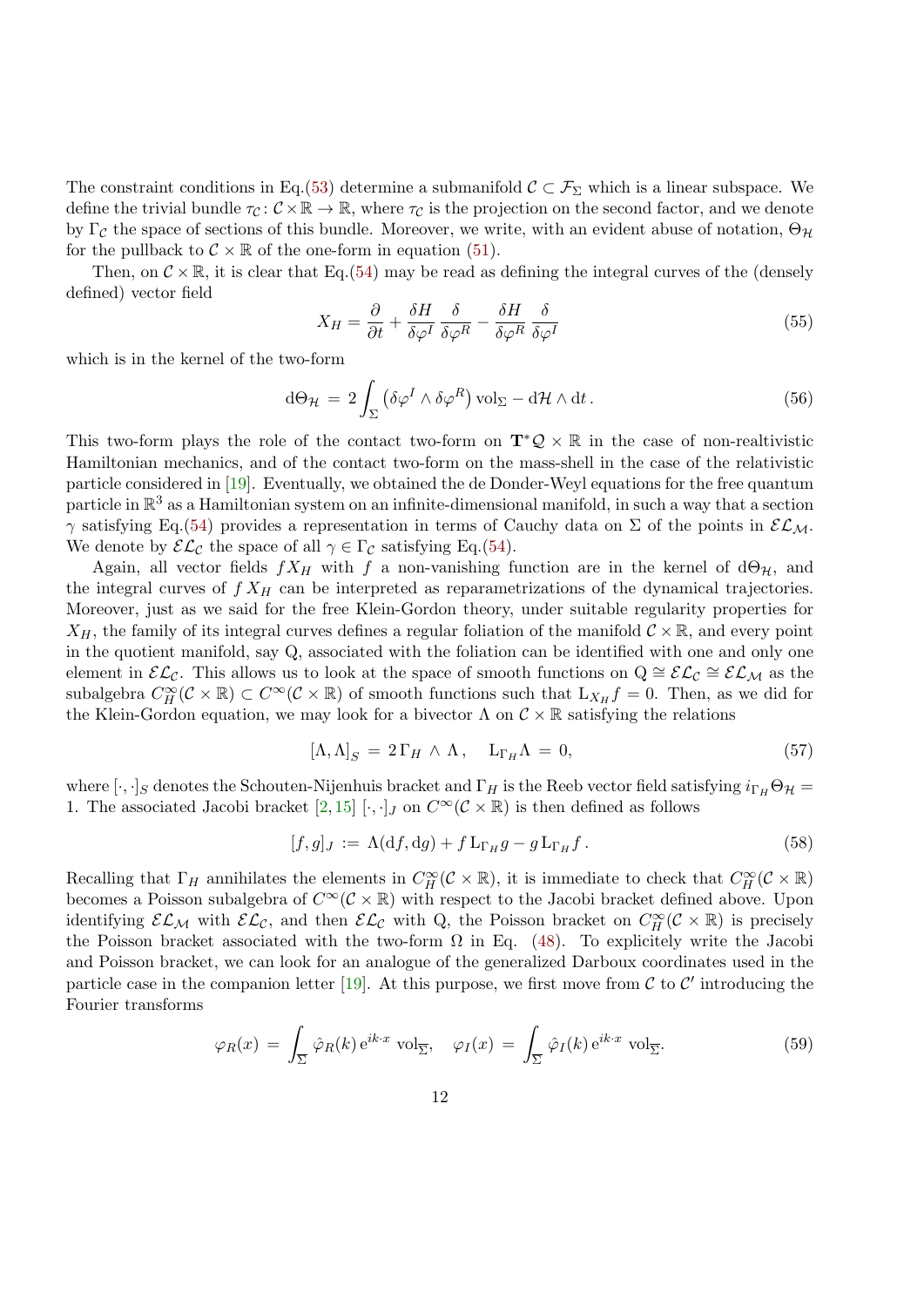The constraint conditions in Eq.(53) determine a submanifold $\mathcal{C} \subset \mathcal{F}_\Sigma$ which is a linear subspace. We define the trivial bundle $\tau_\mathcal{C} \colon \mathcal{C} \times \mathbb{R} \to \mathbb{R}$, where $\tau_\mathcal{C}$ is the projection on the second factor, and we denote by $\Gamma_\mathcal{C}$ the space of sections of this bundle. Moreover, we write, with an evident abuse of notation, $\Theta_\mathcal{H}$ for the pullback to $\mathcal{C} \times \mathbb{R}$ of the one-form in equation (51).

Then, on $\mathcal{C} \times \mathbb{R}$, it is clear that Eq.(54) may be read as defining the integral curves of the (densely defined) vector field

$$
X_H = \frac{\partial}{\partial t} + \frac{\delta H}{\delta \varphi^I}\,\frac{\delta}{\delta \varphi^R} - \frac{\delta H}{\delta \varphi^R}\,\frac{\delta}{\delta \varphi^I} \tag{55}
$$

which is in the kernel of the two-form

$$
\mathrm{d}\Theta_\mathcal{H} \,=\, 2\int_\Sigma \left(\delta\varphi^I \wedge \delta\varphi^R\right) \mathrm{vol}_\Sigma - \mathrm{d}\mathcal{H} \wedge \mathrm{d}t\,. \tag{56}
$$

This two-form plays the role of the contact two-form on $\mathbf{T}^*\mathcal{Q} \times \mathbb{R}$ in the case of non-realtivistic Hamiltonian mechanics, and of the contact two-form on the mass-shell in the case of the relativistic particle considered in [19]. Eventually, we obtained the de Donder-Weyl equations for the free quantum particle in $\mathbb{R}^3$ as a Hamiltonian system on an infinite-dimensional manifold, in such a way that a section $\gamma$ satisfying Eq.(54) provides a representation in terms of Cauchy data on $\Sigma$ of the points in $\mathcal{EL}_\mathcal{M}$. We denote by $\mathcal{EL}_\mathcal{C}$ the space of all $\gamma \in \Gamma_\mathcal{C}$ satisfying Eq.(54).

Again, all vector fields $fX_H$ with $f$ a non-vanishing function are in the kernel of $\mathrm{d}\Theta_\mathcal{H}$, and the integral curves of $f\,X_H$ can be interpreted as reparametrizations of the dynamical trajectories. Moreover, just as we said for the free Klein-Gordon theory, under suitable regularity properties for $X_H$, the family of its integral curves defines a regular foliation of the manifold $\mathcal{C} \times \mathbb{R}$, and every point in the quotient manifold, say Q, associated with the foliation can be identified with one and only one element in $\mathcal{EL}_\mathcal{C}$. This allows us to look at the space of smooth functions on $\mathrm{Q} \cong \mathcal{EL}_\mathcal{C} \cong \mathcal{EL}_\mathcal{M}$ as the subalgebra $C^\infty_H(\mathcal{C} \times \mathbb{R}) \subset C^\infty(\mathcal{C} \times \mathbb{R})$ of smooth functions such that $\mathrm{L}_{X_H} f = 0$. Then, as we did for the Klein-Gordon equation, we may look for a bivector $\Lambda$ on $\mathcal{C} \times \mathbb{R}$ satisfying the relations

$$
[\Lambda, \Lambda]_S \,=\, 2\,\Gamma_H \,\wedge\, \Lambda\,, \quad \mathrm{L}_{\Gamma_H}\Lambda \,=\, 0, \tag{57}
$$

where $[\cdot,\cdot]_S$ denotes the Schouten-Nijenhuis bracket and $\Gamma_H$ is the Reeb vector field satisfying $i_{\Gamma_H}\Theta_\mathcal{H} = 1$. The associated Jacobi bracket [2, 15] $[\cdot,\cdot]_J$ on $C^\infty(\mathcal{C} \times \mathbb{R})$ is then defined as follows

$$
[f, g]_J \,:=\, \Lambda(\mathrm{d}f, \mathrm{d}g) + f\,\mathrm{L}_{\Gamma_H} g - g\,\mathrm{L}_{\Gamma_H} f\,. \tag{58}
$$

Recalling that $\Gamma_H$ annihilates the elements in $C^\infty_H(\mathcal{C} \times \mathbb{R})$, it is immediate to check that $C^\infty_H(\mathcal{C} \times \mathbb{R})$ becomes a Poisson subalgebra of $C^\infty(\mathcal{C} \times \mathbb{R})$ with respect to the Jacobi bracket defined above. Upon identifying $\mathcal{EL}_\mathcal{M}$ with $\mathcal{EL}_\mathcal{C}$, and then $\mathcal{EL}_\mathcal{C}$ with Q, the Poisson bracket on $C^\infty_H(\mathcal{C} \times \mathbb{R})$ is precisely the Poisson bracket associated with the two-form $\Omega$ in Eq. (48). To explicitely write the Jacobi and Poisson bracket, we can look for an analogue of the generalized Darboux coordinates used in the particle case in the companion letter [19]. At this purpose, we first move from $\mathcal{C}$ to $\mathcal{C}'$ introducing the Fourier transforms

$$
\varphi_R(x) \,=\, \int_{\overline{\Sigma}} \hat{\varphi}_R(k)\, \mathrm{e}^{ik\cdot x}\ \mathrm{vol}_{\overline{\Sigma}}, \quad \varphi_I(x) \,=\, \int_{\overline{\Sigma}} \hat{\varphi}_I(k)\, \mathrm{e}^{ik\cdot x}\ \mathrm{vol}_{\overline{\Sigma}}. \tag{59}
$$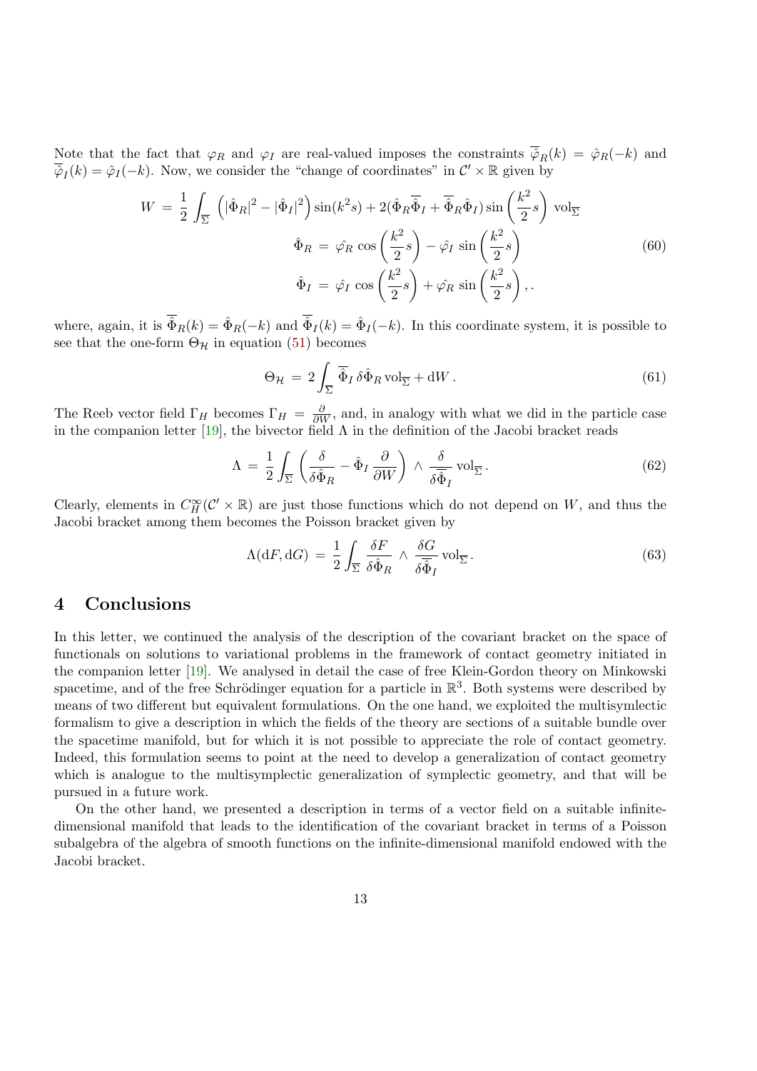Note that the fact that $\varphi_R$ and $\varphi_I$ are real-valued imposes the constraints $\overline{\hat{\varphi}}_R(k) = \hat{\varphi}_R(-k)$ and $\overline{\hat{\varphi}}_I(k) = \hat{\varphi}_I(-k)$. Now, we consider the "change of coordinates" in $\mathcal{C}' \times \mathbb{R}$ given by

$$
\begin{aligned}
W \,&=\, \frac{1}{2}\int_{\overline{\Sigma}} \left( |\hat{\Phi}_R|^2 - |\hat{\Phi}_I|^2 \right) \sin(k^2 s) + 2(\hat{\Phi}_R \overline{\hat{\Phi}}_I + \overline{\hat{\Phi}}_R \hat{\Phi}_I) \sin\left(\frac{k^2}{2}s\right) \, \mathrm{vol}_{\overline{\Sigma}} \\
\hat{\Phi}_R \,&=\, \hat{\varphi}_R \cos\left(\frac{k^2}{2}s\right) - \hat{\varphi}_I \sin\left(\frac{k^2}{2}s\right) \\
\hat{\Phi}_I \,&=\, \hat{\varphi}_I \cos\left(\frac{k^2}{2}s\right) + \hat{\varphi}_R \sin\left(\frac{k^2}{2}s\right), .
\end{aligned}
\tag{60}
$$

where, again, it is $\overline{\hat{\Phi}}_R(k) = \hat{\Phi}_R(-k)$ and $\overline{\hat{\Phi}}_I(k) = \hat{\Phi}_I(-k)$. In this coordinate system, it is possible to see that the one-form $\Theta_{\mathcal{H}}$ in equation (51) becomes

$$
\Theta_{\mathcal{H}} \,=\, 2\int_{\overline{\Sigma}} \overline{\hat{\Phi}}_I \, \delta\hat{\Phi}_R \, \mathrm{vol}_{\overline{\Sigma}} + \mathrm{d}W \,. \tag{61}
$$

The Reeb vector field $\Gamma_H$ becomes $\Gamma_H = \frac{\partial}{\partial W}$, and, in analogy with what we did in the particle case in the companion letter [19], the bivector field $\Lambda$ in the definition of the Jacobi bracket reads

$$
\Lambda \,=\, \frac{1}{2}\int_{\overline{\Sigma}} \left( \frac{\delta}{\delta \hat{\Phi}_R} - \hat{\Phi}_I \frac{\partial}{\partial W} \right) \wedge \frac{\delta}{\delta \overline{\hat{\Phi}}_I} \, \mathrm{vol}_{\overline{\Sigma}} \,. \tag{62}
$$

Clearly, elements in $C^\infty_H(\mathcal{C}' \times \mathbb{R})$ are just those functions which do not depend on $W$, and thus the Jacobi bracket among them becomes the Poisson bracket given by

$$
\Lambda(\mathrm{d}F, \mathrm{d}G) \,=\, \frac{1}{2}\int_{\overline{\Sigma}} \frac{\delta F}{\delta \hat{\Phi}_R} \wedge \frac{\delta G}{\delta \overline{\hat{\Phi}}_I} \, \mathrm{vol}_{\overline{\Sigma}} \,. \tag{63}
$$

## 4 Conclusions

In this letter, we continued the analysis of the description of the covariant bracket on the space of functionals on solutions to variational problems in the framework of contact geometry initiated in the companion letter [19]. We analysed in detail the case of free Klein-Gordon theory on Minkowski spacetime, and of the free Schrödinger equation for a particle in $\mathbb{R}^3$. Both systems were described by means of two different but equivalent formulations. On the one hand, we exploited the multisymplectic formalism to give a description in which the fields of the theory are sections of a suitable bundle over the spacetime manifold, but for which it is not possible to appreciate the role of contact geometry. Indeed, this formulation seems to point at the need to develop a generalization of contact geometry which is analogue to the multisymplectic generalization of symplectic geometry, and that will be pursued in a future work.

On the other hand, we presented a description in terms of a vector field on a suitable infinite-dimensional manifold that leads to the identification of the covariant bracket in terms of a Poisson subalgebra of the algebra of smooth functions on the infinite-dimensional manifold endowed with the Jacobi bracket.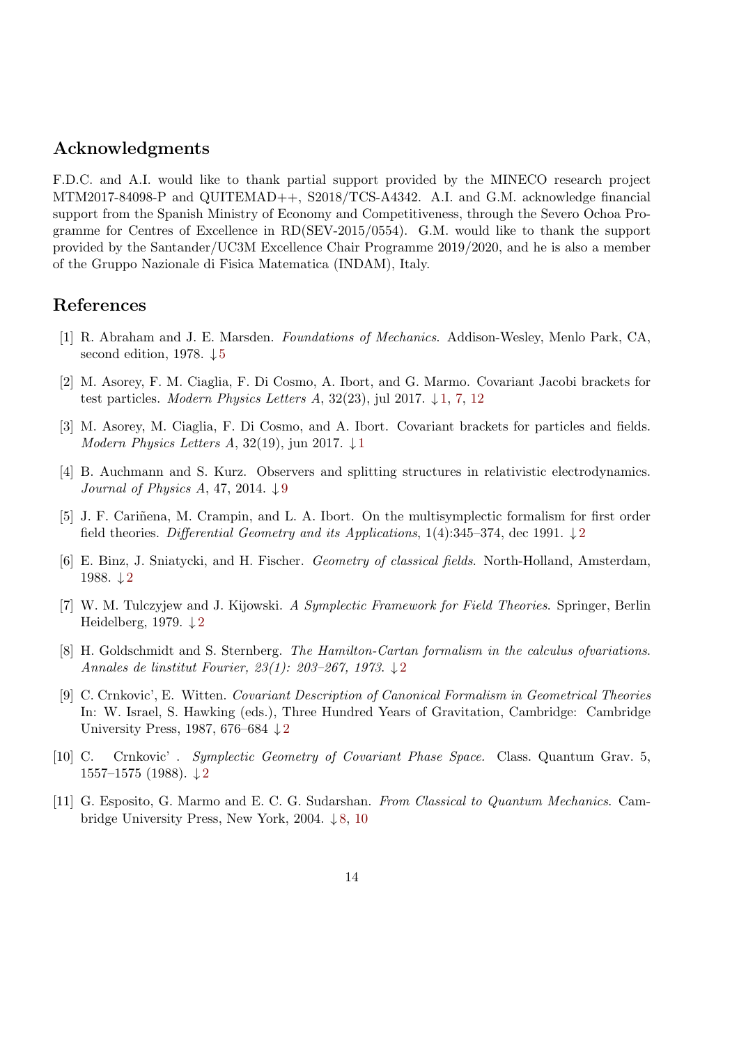## Acknowledgments

F.D.C. and A.I. would like to thank partial support provided by the MINECO research project MTM2017-84098-P and QUITEMAD++, S2018/TCS-A4342. A.I. and G.M. acknowledge financial support from the Spanish Ministry of Economy and Competitiveness, through the Severo Ochoa Programme for Centres of Excellence in RD(SEV-2015/0554). G.M. would like to thank the support provided by the Santander/UC3M Excellence Chair Programme 2019/2020, and he is also a member of the Gruppo Nazionale di Fisica Matematica (INDAM), Italy.

## References

[1] R. Abraham and J. E. Marsden. *Foundations of Mechanics*. Addison-Wesley, Menlo Park, CA, second edition, 1978. ↓5

[2] M. Asorey, F. M. Ciaglia, F. Di Cosmo, A. Ibort, and G. Marmo. Covariant Jacobi brackets for test particles. *Modern Physics Letters A*, 32(23), jul 2017. ↓1, 7, 12

[3] M. Asorey, M. Ciaglia, F. Di Cosmo, and A. Ibort. Covariant brackets for particles and fields. *Modern Physics Letters A*, 32(19), jun 2017. ↓1

[4] B. Auchmann and S. Kurz. Observers and splitting structures in relativistic electrodynamics. *Journal of Physics A*, 47, 2014. ↓9

[5] J. F. Cariñena, M. Crampin, and L. A. Ibort. On the multisymplectic formalism for first order field theories. *Differential Geometry and its Applications*, 1(4):345–374, dec 1991. ↓2

[6] E. Binz, J. Sniatycki, and H. Fischer. *Geometry of classical fields*. North-Holland, Amsterdam, 1988. ↓2

[7] W. M. Tulczyjew and J. Kijowski. *A Symplectic Framework for Field Theories*. Springer, Berlin Heidelberg, 1979. ↓2

[8] H. Goldschmidt and S. Sternberg. *The Hamilton-Cartan formalism in the calculus ofvariations. Annales de linstitut Fourier, 23(1): 203–267, 1973*. ↓2

[9] C. Crnkovic', E. Witten. *Covariant Description of Canonical Formalism in Geometrical Theories* In: W. Israel, S. Hawking (eds.), Three Hundred Years of Gravitation, Cambridge: Cambridge University Press, 1987, 676–684 ↓2

[10] C. Crnkovic' . *Symplectic Geometry of Covariant Phase Space.* Class. Quantum Grav. 5, 1557–1575 (1988). ↓2

[11] G. Esposito, G. Marmo and E. C. G. Sudarshan. *From Classical to Quantum Mechanics*. Cambridge University Press, New York, 2004. ↓8, 10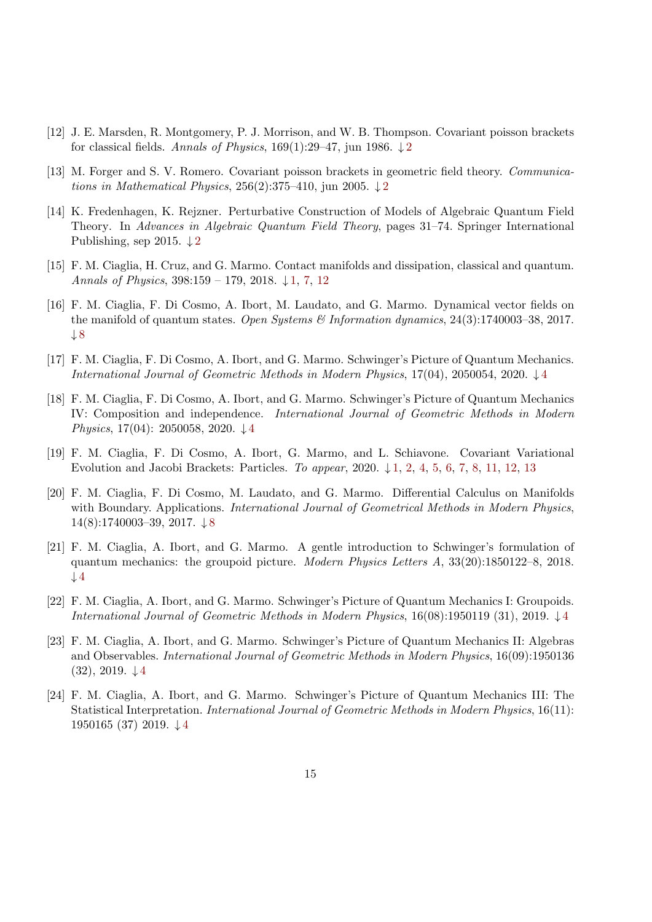[12] J. E. Marsden, R. Montgomery, P. J. Morrison, and W. B. Thompson. Covariant poisson brackets for classical fields. *Annals of Physics*, 169(1):29–47, jun 1986. ↓2

[13] M. Forger and S. V. Romero. Covariant poisson brackets in geometric field theory. *Communications in Mathematical Physics*, 256(2):375–410, jun 2005. ↓2

[14] K. Fredenhagen, K. Rejzner. Perturbative Construction of Models of Algebraic Quantum Field Theory. In *Advances in Algebraic Quantum Field Theory*, pages 31–74. Springer International Publishing, sep 2015. ↓2

[15] F. M. Ciaglia, H. Cruz, and G. Marmo. Contact manifolds and dissipation, classical and quantum. *Annals of Physics*, 398:159 – 179, 2018. ↓1, 7, 12

[16] F. M. Ciaglia, F. Di Cosmo, A. Ibort, M. Laudato, and G. Marmo. Dynamical vector fields on the manifold of quantum states. *Open Systems & Information dynamics*, 24(3):1740003–38, 2017. ↓8

[17] F. M. Ciaglia, F. Di Cosmo, A. Ibort, and G. Marmo. Schwinger's Picture of Quantum Mechanics. *International Journal of Geometric Methods in Modern Physics*, 17(04), 2050054, 2020. ↓4

[18] F. M. Ciaglia, F. Di Cosmo, A. Ibort, and G. Marmo. Schwinger's Picture of Quantum Mechanics IV: Composition and independence. *International Journal of Geometric Methods in Modern Physics*, 17(04): 2050058, 2020. ↓4

[19] F. M. Ciaglia, F. Di Cosmo, A. Ibort, G. Marmo, and L. Schiavone. Covariant Variational Evolution and Jacobi Brackets: Particles. *To appear*, 2020. ↓1, 2, 4, 5, 6, 7, 8, 11, 12, 13

[20] F. M. Ciaglia, F. Di Cosmo, M. Laudato, and G. Marmo. Differential Calculus on Manifolds with Boundary. Applications. *International Journal of Geometrical Methods in Modern Physics*, 14(8):1740003–39, 2017. ↓8

[21] F. M. Ciaglia, A. Ibort, and G. Marmo. A gentle introduction to Schwinger's formulation of quantum mechanics: the groupoid picture. *Modern Physics Letters A*, 33(20):1850122–8, 2018. ↓4

[22] F. M. Ciaglia, A. Ibort, and G. Marmo. Schwinger's Picture of Quantum Mechanics I: Groupoids. *International Journal of Geometric Methods in Modern Physics*, 16(08):1950119 (31), 2019. ↓4

[23] F. M. Ciaglia, A. Ibort, and G. Marmo. Schwinger's Picture of Quantum Mechanics II: Algebras and Observables. *International Journal of Geometric Methods in Modern Physics*, 16(09):1950136 (32), 2019. ↓4

[24] F. M. Ciaglia, A. Ibort, and G. Marmo. Schwinger's Picture of Quantum Mechanics III: The Statistical Interpretation. *International Journal of Geometric Methods in Modern Physics*, 16(11): 1950165 (37) 2019. ↓4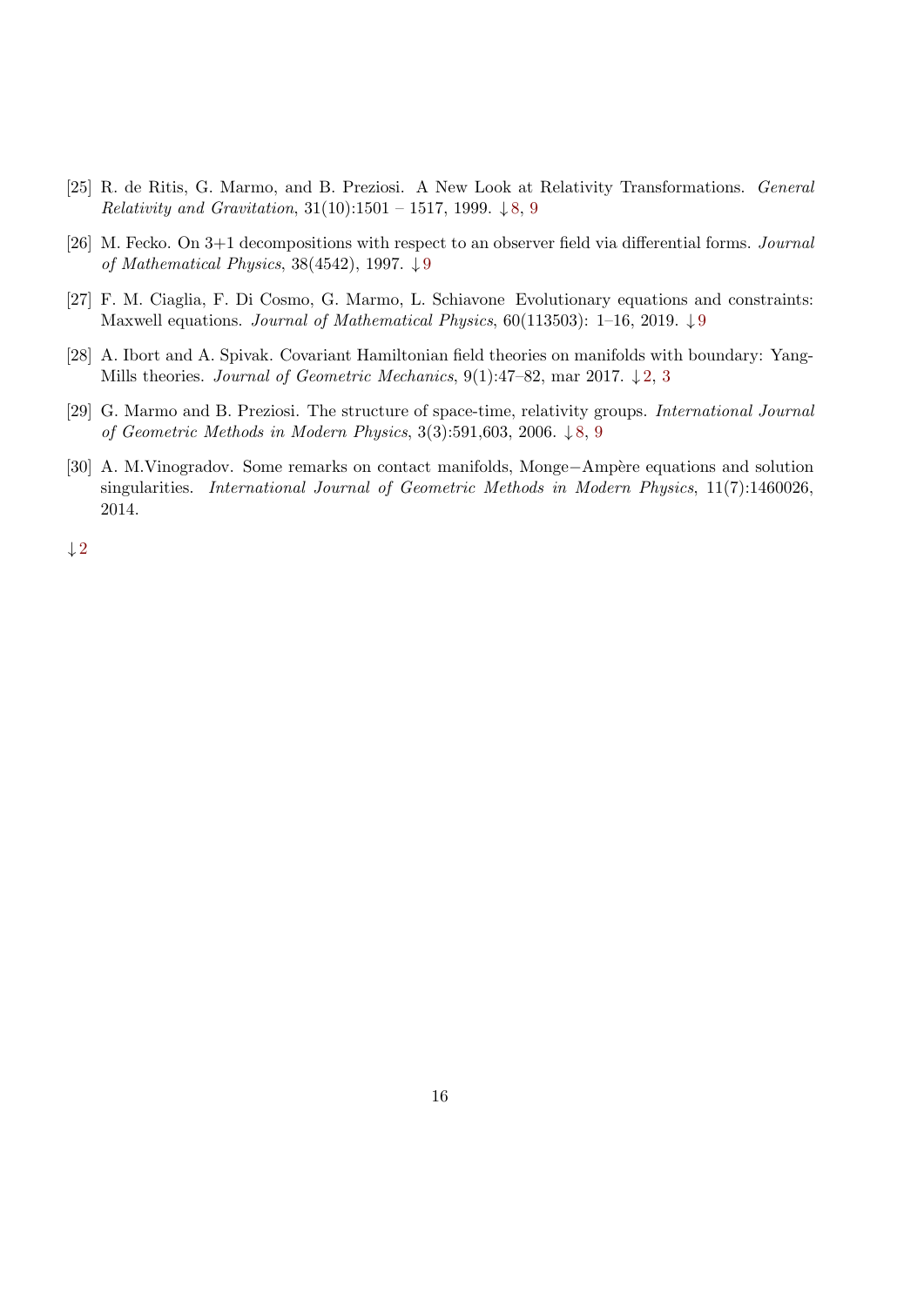[25] R. de Ritis, G. Marmo, and B. Preziosi. A New Look at Relativity Transformations. *General Relativity and Gravitation*, 31(10):1501 – 1517, 1999. ↓8, 9

[26] M. Fecko. On 3+1 decompositions with respect to an observer field via differential forms. *Journal of Mathematical Physics*, 38(4542), 1997. ↓9

[27] F. M. Ciaglia, F. Di Cosmo, G. Marmo, L. Schiavone Evolutionary equations and constraints: Maxwell equations. *Journal of Mathematical Physics*, 60(113503): 1–16, 2019. ↓9

[28] A. Ibort and A. Spivak. Covariant Hamiltonian field theories on manifolds with boundary: Yang-Mills theories. *Journal of Geometric Mechanics*, 9(1):47–82, mar 2017. ↓2, 3

[29] G. Marmo and B. Preziosi. The structure of space-time, relativity groups. *International Journal of Geometric Methods in Modern Physics*, 3(3):591,603, 2006. ↓8, 9

[30] A. M.Vinogradov. Some remarks on contact manifolds, Monge−Ampère equations and solution singularities. *International Journal of Geometric Methods in Modern Physics*, 11(7):1460026, 2014.

↓2